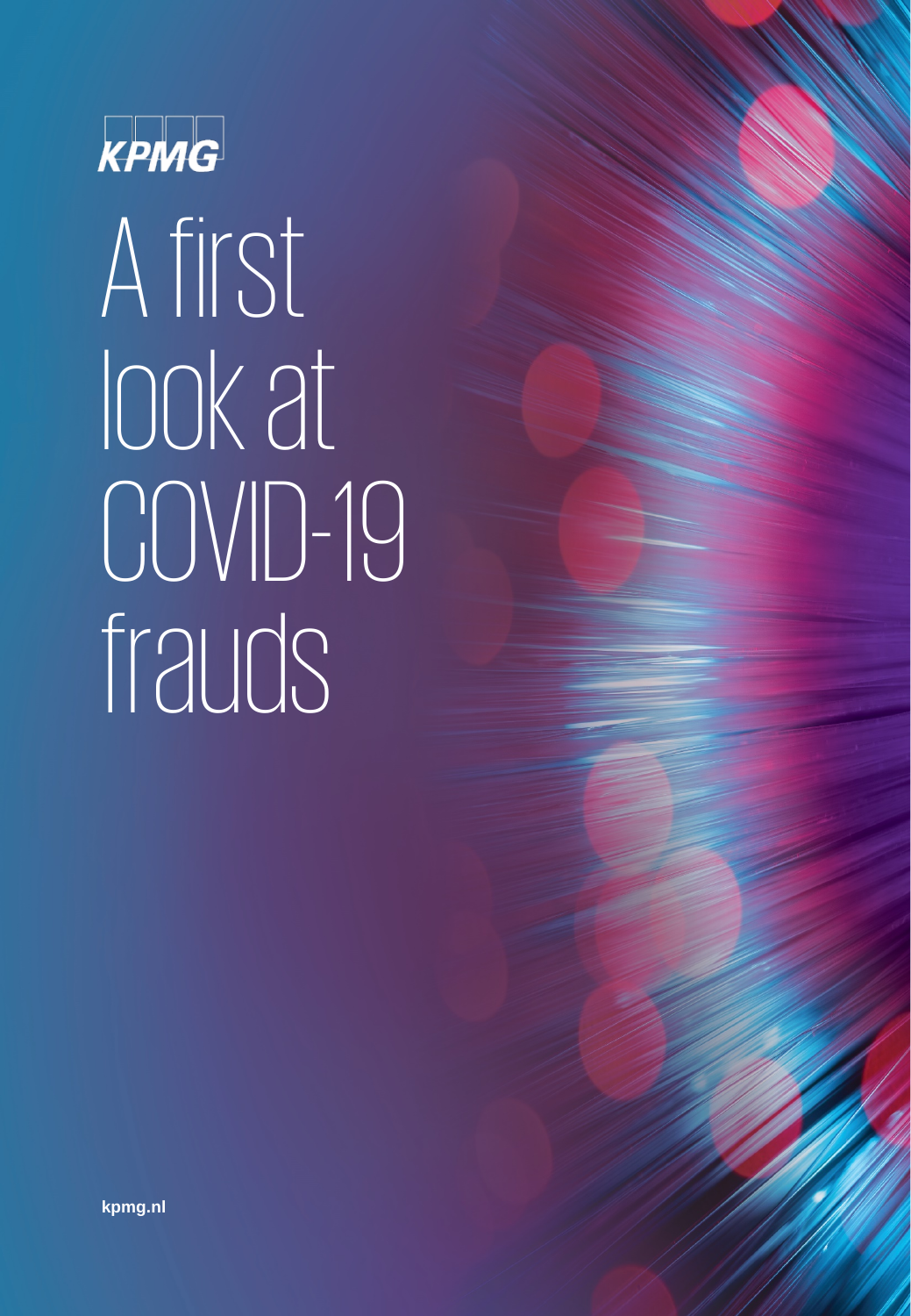KPMG

# A first look at COVID-19 frauds

kpmg.nl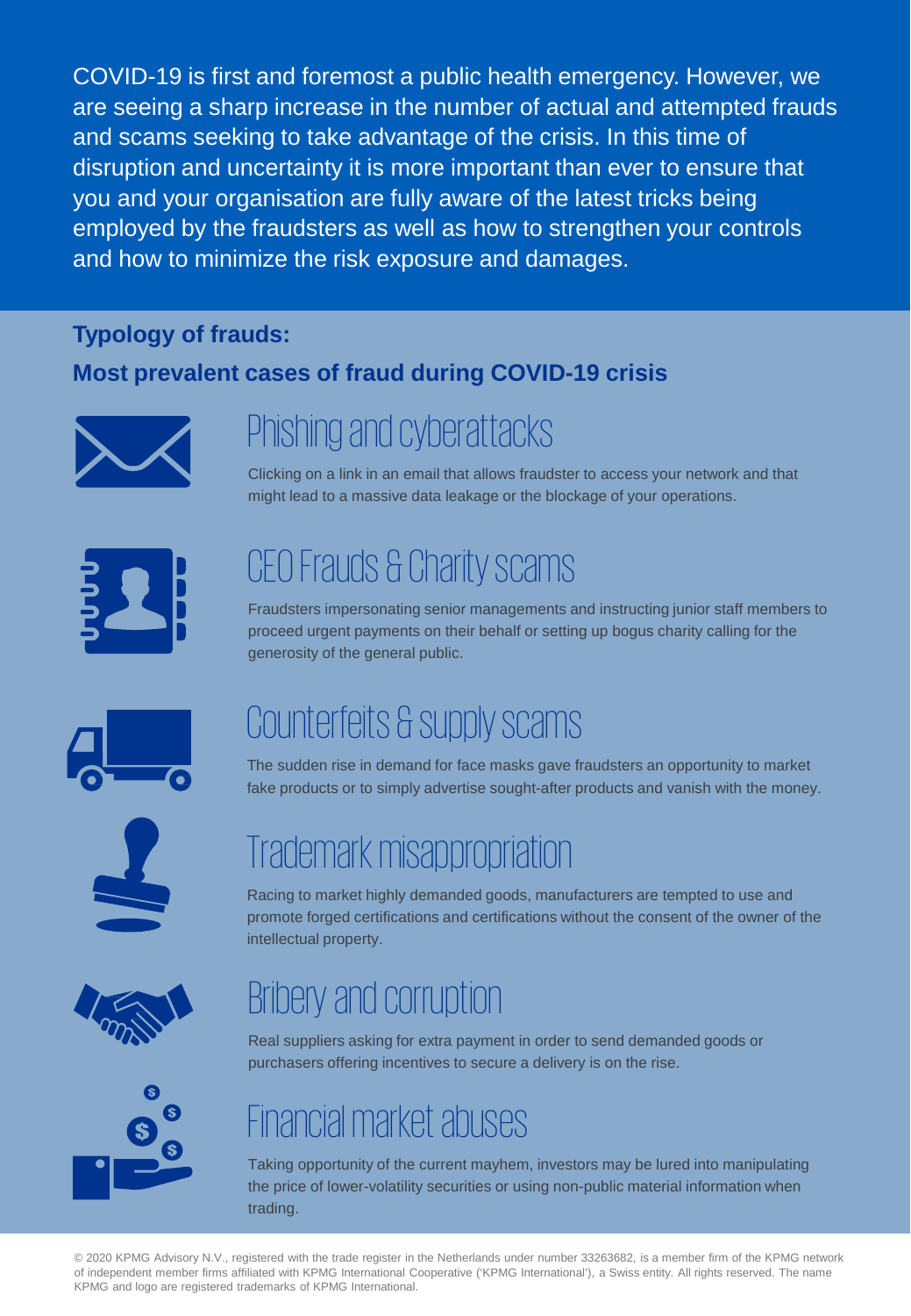COVID-19 is first and foremost a public health emergency. However, we are seeing a sharp increase in the number of actual and attempted frauds and scams seeking to take advantage of the crisis. In this time of disruption and uncertainty it is more important than ever to ensure that you and your organisation are fully aware of the latest tricks being employed by the fraudsters as well as how to strengthen your controls and how to minimize the risk exposure and damages.

## Typology of frauds:

## Most prevalent cases of fraud during COVID-19 crisis

### Phishing and cyberattacks

Clicking on a link in an email that allows fraudster to access your network and that might lead to a massive data leakage or the blockage of your operations.

### CEO Frauds & Charity scams

Fraudsters impersonating senior managements and instructing junior staff members to proceed urgent payments on their behalf or setting up bogus charity calling for the generosity of the general public.

### Counterfeits & supply scams

The sudden rise in demand for face masks gave fraudsters an opportunity to market fake products or to simply advertise sought-after products and vanish with the money.

### Trademark misappropriation

Racing to market highly demanded goods, manufacturers are tempted to use and promote forged certifications and certifications without the consent of the owner of the intellectual property.

### Bribery and corruption

Real suppliers asking for extra payment in order to send demanded goods or purchasers offering incentives to secure a delivery is on the rise.

### Financial market abuses

Taking opportunity of the current mayhem, investors may be lured into manipulating the price of lower-volatility securities or using non-public material information when trading.

© 2020 KPMG Advisory N.V., registered with the trade register in the Netherlands under number 33263682, is a member firm of the KPMG network of independent member firms affiliated with KPMG International Cooperative ('KPMG International'), a Swiss entity. All rights reserved. The name KPMG and logo are registered trademarks of KPMG International.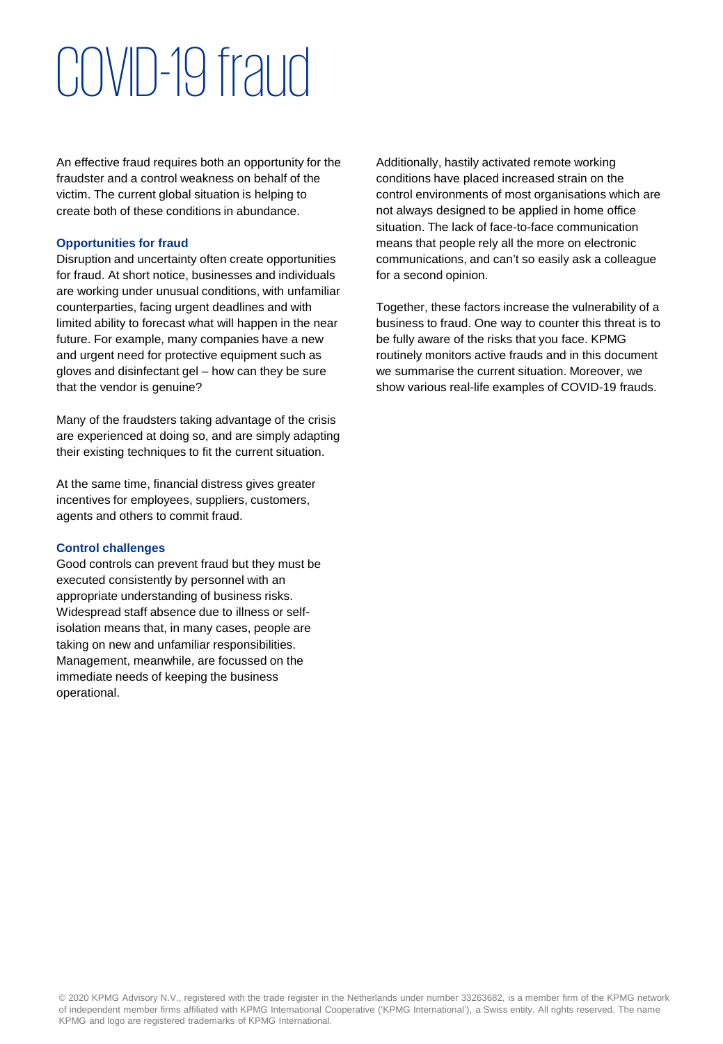# COVID-19 fraud

An effective fraud requires both an opportunity for the fraudster and a control weakness on behalf of the victim. The current global situation is helping to create both of these conditions in abundance.

### Opportunities for fraud

Disruption and uncertainty often create opportunities for fraud. At short notice, businesses and individuals are working under unusual conditions, with unfamiliar counterparties, facing urgent deadlines and with limited ability to forecast what will happen in the near future. For example, many companies have a new and urgent need for protective equipment such as gloves and disinfectant gel – how can they be sure that the vendor is genuine?

Many of the fraudsters taking advantage of the crisis are experienced at doing so, and are simply adapting their existing techniques to fit the current situation.

At the same time, financial distress gives greater incentives for employees, suppliers, customers, agents and others to commit fraud.

### Control challenges

Good controls can prevent fraud but they must be executed consistently by personnel with an appropriate understanding of business risks. Widespread staff absence due to illness or self-isolation means that, in many cases, people are taking on new and unfamiliar responsibilities. Management, meanwhile, are focussed on the immediate needs of keeping the business operational.

Additionally, hastily activated remote working conditions have placed increased strain on the control environments of most organisations which are not always designed to be applied in home office situation. The lack of face-to-face communication means that people rely all the more on electronic communications, and can't so easily ask a colleague for a second opinion.

Together, these factors increase the vulnerability of a business to fraud. One way to counter this threat is to be fully aware of the risks that you face. KPMG routinely monitors active frauds and in this document we summarise the current situation. Moreover, we show various real-life examples of COVID-19 frauds.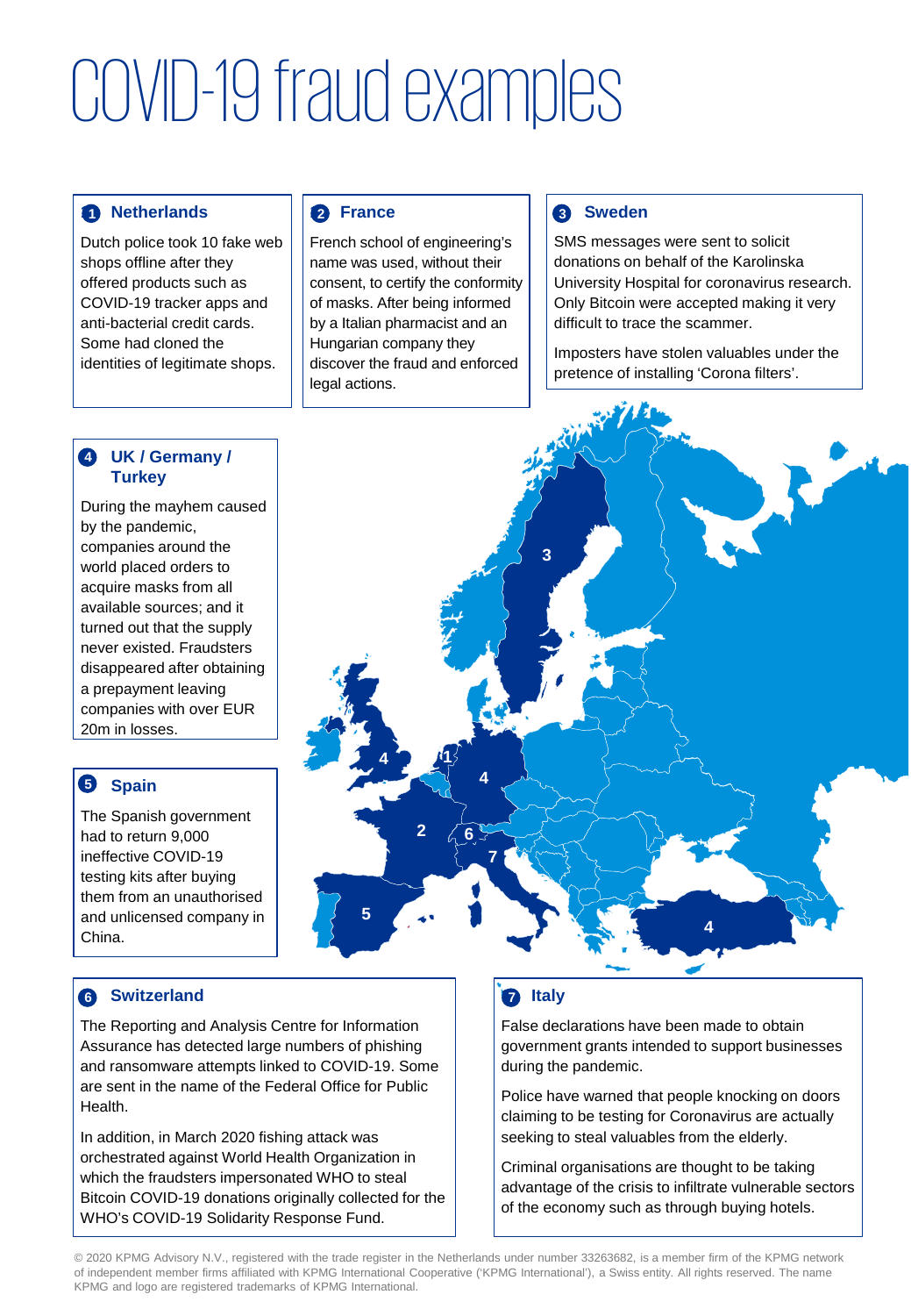# COVID-19 fraud examples

## 1 Netherlands

Dutch police took 10 fake web shops offline after they offered products such as COVID-19 tracker apps and anti-bacterial credit cards. Some had cloned the identities of legitimate shops.

## 2 France

French school of engineering's name was used, without their consent, to certify the conformity of masks. After being informed by a Italian pharmacist and an Hungarian company they discover the fraud and enforced legal actions.

## 3 Sweden

SMS messages were sent to solicit donations on behalf of the Karolinska University Hospital for coronavirus research. Only Bitcoin were accepted making it very difficult to trace the scammer.

Imposters have stolen valuables under the pretence of installing 'Corona filters'.

## 4 UK / Germany / Turkey

During the mayhem caused by the pandemic, companies around the world placed orders to acquire masks from all available sources; and it turned out that the supply never existed. Fraudsters disappeared after obtaining a prepayment leaving companies with over EUR 20m in losses.

## 5 Spain

The Spanish government had to return 9,000 ineffective COVID-19 testing kits after buying them from an unauthorised and unlicensed company in China.

## 6 Switzerland

The Reporting and Analysis Centre for Information Assurance has detected large numbers of phishing and ransomware attempts linked to COVID-19. Some are sent in the name of the Federal Office for Public Health.

In addition, in March 2020 fishing attack was orchestrated against World Health Organization in which the fraudsters impersonated WHO to steal Bitcoin COVID-19 donations originally collected for the WHO's COVID-19 Solidarity Response Fund.

## 7 Italy

False declarations have been made to obtain government grants intended to support businesses during the pandemic.

Police have warned that people knocking on doors claiming to be testing for Coronavirus are actually seeking to steal valuables from the elderly.

Criminal organisations are thought to be taking advantage of the crisis to infiltrate vulnerable sectors of the economy such as through buying hotels.

© 2020 KPMG Advisory N.V., registered with the trade register in the Netherlands under number 33263682, is a member firm of the KPMG network of independent member firms affiliated with KPMG International Cooperative ('KPMG International'), a Swiss entity. All rights reserved. The name KPMG and logo are registered trademarks of KPMG International.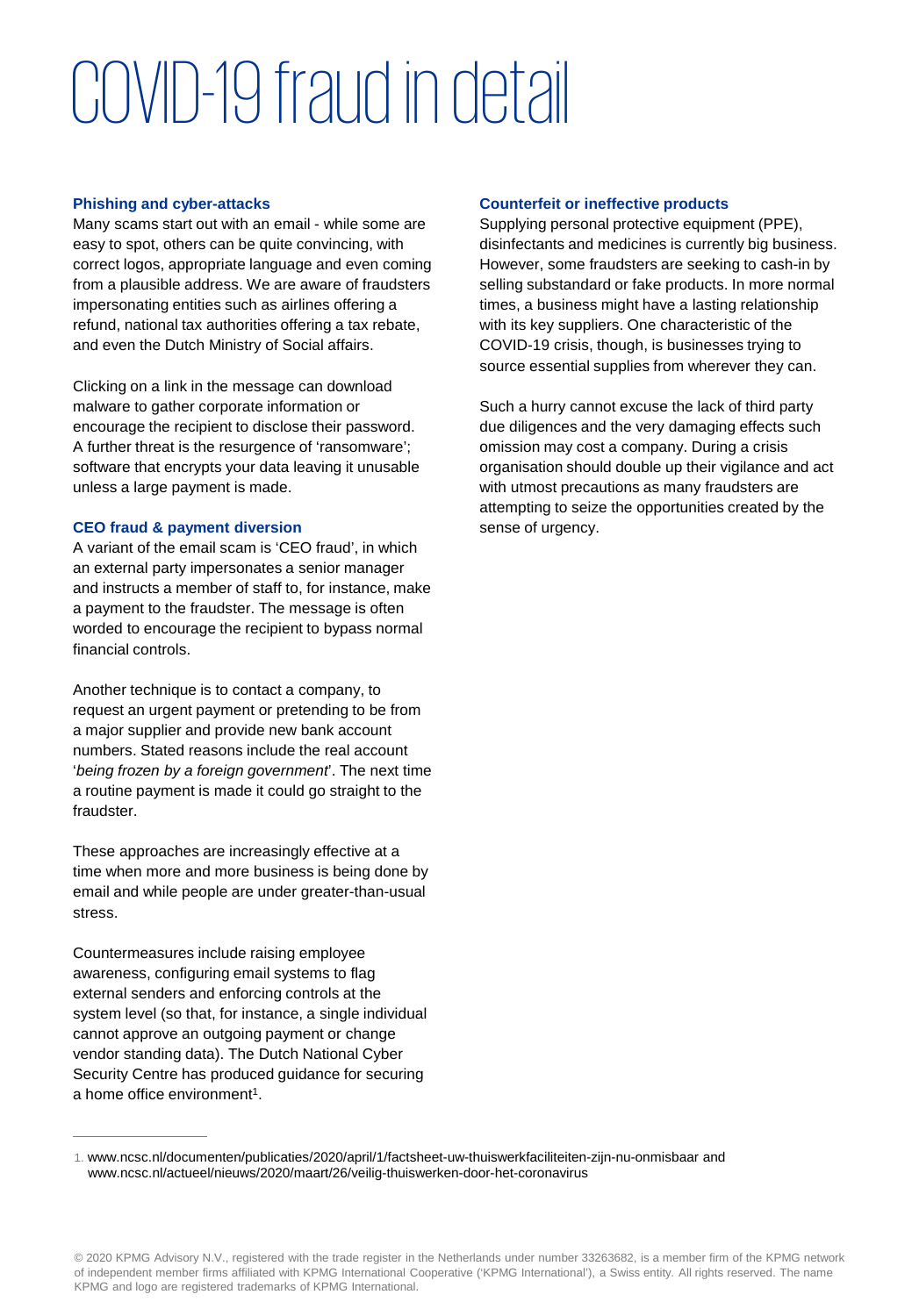# COVID-19 fraud in detail

### Phishing and cyber-attacks

Many scams start out with an email - while some are easy to spot, others can be quite convincing, with correct logos, appropriate language and even coming from a plausible address. We are aware of fraudsters impersonating entities such as airlines offering a refund, national tax authorities offering a tax rebate, and even the Dutch Ministry of Social affairs.

Clicking on a link in the message can download malware to gather corporate information or encourage the recipient to disclose their password. A further threat is the resurgence of 'ransomware'; software that encrypts your data leaving it unusable unless a large payment is made.

### CEO fraud & payment diversion

A variant of the email scam is 'CEO fraud', in which an external party impersonates a senior manager and instructs a member of staff to, for instance, make a payment to the fraudster. The message is often worded to encourage the recipient to bypass normal financial controls.

Another technique is to contact a company, to request an urgent payment or pretending to be from a major supplier and provide new bank account numbers. Stated reasons include the real account '*being frozen by a foreign government*'. The next time a routine payment is made it could go straight to the fraudster.

These approaches are increasingly effective at a time when more and more business is being done by email and while people are under greater-than-usual stress.

Countermeasures include raising employee awareness, configuring email systems to flag external senders and enforcing controls at the system level (so that, for instance, a single individual cannot approve an outgoing payment or change vendor standing data). The Dutch National Cyber Security Centre has produced guidance for securing a home office environment[1].

### Counterfeit or ineffective products

Supplying personal protective equipment (PPE), disinfectants and medicines is currently big business. However, some fraudsters are seeking to cash-in by selling substandard or fake products. In more normal times, a business might have a lasting relationship with its key suppliers. One characteristic of the COVID-19 crisis, though, is businesses trying to source essential supplies from wherever they can.

Such a hurry cannot excuse the lack of third party due diligences and the very damaging effects such omission may cost a company. During a crisis organisation should double up their vigilance and act with utmost precautions as many fraudsters are attempting to seize the opportunities created by the sense of urgency.

---

1. www.ncsc.nl/documenten/publicaties/2020/april/1/factsheet-uw-thuiswerkfaciliteiten-zijn-nu-onmisbaar and www.ncsc.nl/actueel/nieuws/2020/maart/26/veilig-thuiswerken-door-het-coronavirus

© 2020 KPMG Advisory N.V., registered with the trade register in the Netherlands under number 33263682, is a member firm of the KPMG network of independent member firms affiliated with KPMG International Cooperative ('KPMG International'), a Swiss entity. All rights reserved. The name KPMG and logo are registered trademarks of KPMG International.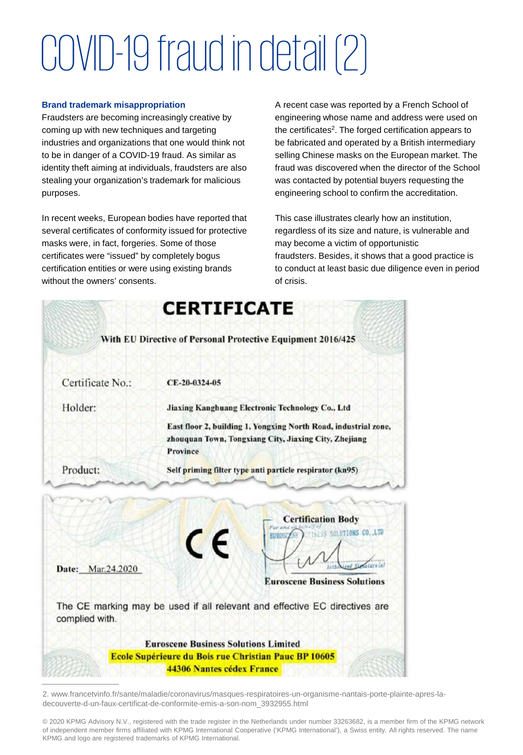# COVID-19 fraud in detail (2)

**Brand trademark misappropriation**

Fraudsters are becoming increasingly creative by coming up with new techniques and targeting industries and organizations that one would think not to be in danger of a COVID-19 fraud. As similar as identity theft aiming at individuals, fraudsters are also stealing your organization's trademark for malicious purposes.

In recent weeks, European bodies have reported that several certificates of conformity issued for protective masks were, in fact, forgeries. Some of those certificates were "issued" by completely bogus certification entities or were using existing brands without the owners' consents.

A recent case was reported by a French School of engineering whose name and address were used on the certificates[2]. The forged certification appears to be fabricated and operated by a British intermediary selling Chinese masks on the European market. The fraud was discovered when the director of the School was contacted by potential buyers requesting the engineering school to confirm the accreditation.

This case illustrates clearly how an institution, regardless of its size and nature, is vulnerable and may become a victim of opportunistic fraudsters. Besides, it shows that a good practice is to conduct at least basic due diligence even in period of crisis.

**CERTIFICATE**

With EU Directive of Personal Protective Equipment 2016/425

Certificate No.: CE-20-0324-05

Holder: Jiaxing Kanghuang Electronic Technology Co., Ltd

East floor 2, building 1, Yongxing North Road, industrial zone, zhouquan Town, Tongxiang City, Jiaxing City, Zhejiang Province

Product: Self priming filter type anti particle respirator (kn95)

CE

Certification Body

For and on behalf of EUROSCENE BUSINESS SOLUTIONS CO.,LTD

Authorized Signature(s)

Euroscene Business Solutions

Date: Mar.24.2020

The CE marking may be used if all relevant and effective EC directives are complied with.

Eurosene Business Solutions Limited

Ecole Supérieure du Bois rue Christian Pauc BP 10605

44306 Nantes cédex France

---

2. www.francetvinfo.fr/sante/maladie/coronavirus/masques-respiratoires-un-organisme-nantais-porte-plainte-apres-la-decouverte-d-un-faux-certificat-de-conformite-emis-a-son-nom_3932955.html

© 2020 KPMG Advisory N.V., registered with the trade register in the Netherlands under number 33263682, is a member firm of the KPMG network of independent member firms affiliated with KPMG International Cooperative ('KPMG International'), a Swiss entity. All rights reserved. The name KPMG and logo are registered trademarks of KPMG International.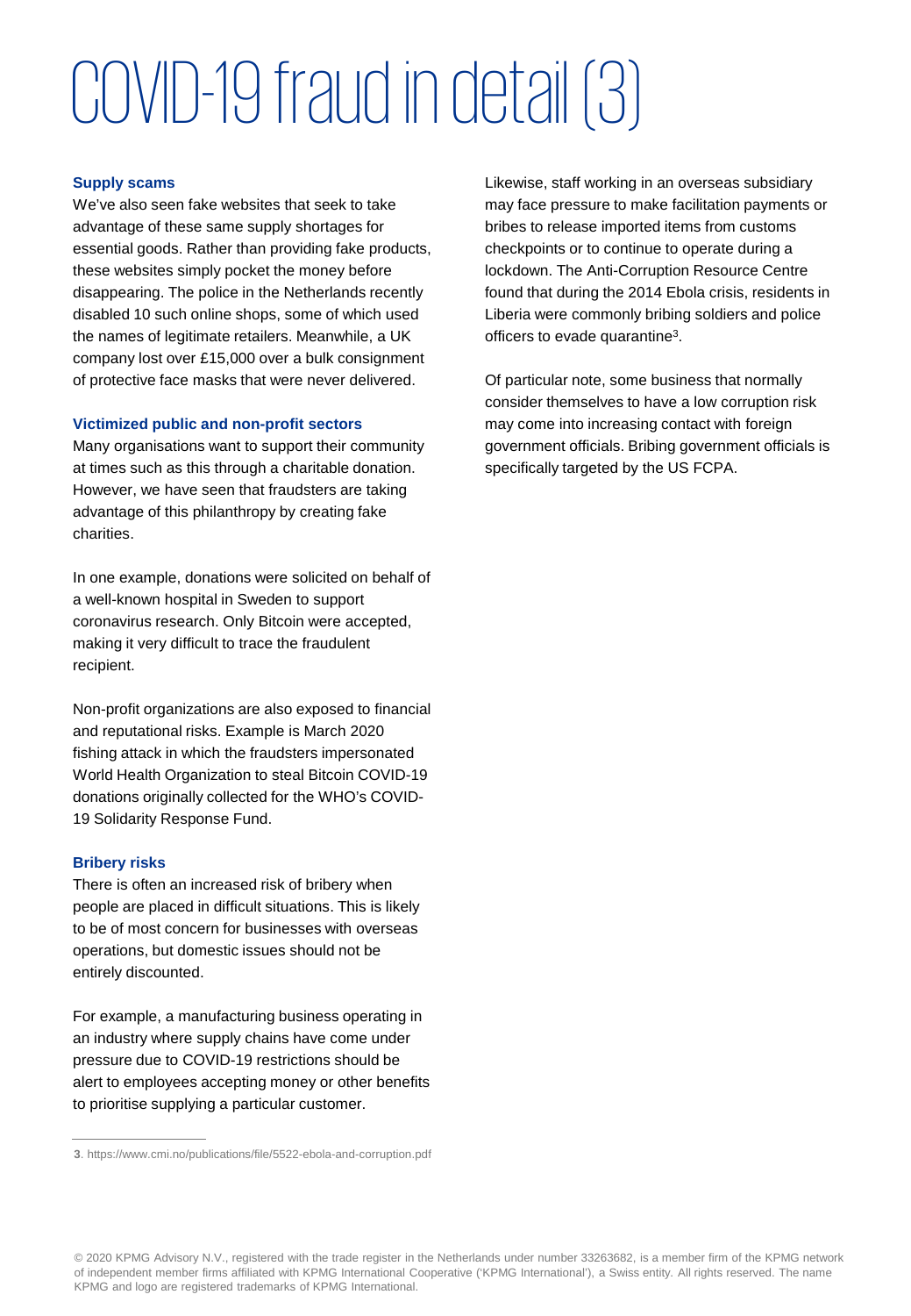# COVID-19 fraud in detail (3)

### Supply scams

We've also seen fake websites that seek to take advantage of these same supply shortages for essential goods. Rather than providing fake products, these websites simply pocket the money before disappearing. The police in the Netherlands recently disabled 10 such online shops, some of which used the names of legitimate retailers. Meanwhile, a UK company lost over £15,000 over a bulk consignment of protective face masks that were never delivered.

### Victimized public and non-profit sectors

Many organisations want to support their community at times such as this through a charitable donation. However, we have seen that fraudsters are taking advantage of this philanthropy by creating fake charities.

In one example, donations were solicited on behalf of a well-known hospital in Sweden to support coronavirus research. Only Bitcoin were accepted, making it very difficult to trace the fraudulent recipient.

Non-profit organizations are also exposed to financial and reputational risks. Example is March 2020 fishing attack in which the fraudsters impersonated World Health Organization to steal Bitcoin COVID-19 donations originally collected for the WHO's COVID-19 Solidarity Response Fund.

### Bribery risks

There is often an increased risk of bribery when people are placed in difficult situations. This is likely to be of most concern for businesses with overseas operations, but domestic issues should not be entirely discounted.

For example, a manufacturing business operating in an industry where supply chains have come under pressure due to COVID-19 restrictions should be alert to employees accepting money or other benefits to prioritise supplying a particular customer.

Likewise, staff working in an overseas subsidiary may face pressure to make facilitation payments or bribes to release imported items from customs checkpoints or to continue to operate during a lockdown. The Anti-Corruption Resource Centre found that during the 2014 Ebola crisis, residents in Liberia were commonly bribing soldiers and police officers to evade quarantine[3].

Of particular note, some business that normally consider themselves to have a low corruption risk may come into increasing contact with foreign government officials. Bribing government officials is specifically targeted by the US FCPA.

---

**3**. https://www.cmi.no/publications/file/5522-ebola-and-corruption.pdf

© 2020 KPMG Advisory N.V., registered with the trade register in the Netherlands under number 33263682, is a member firm of the KPMG network of independent member firms affiliated with KPMG International Cooperative ('KPMG International'), a Swiss entity. All rights reserved. The name KPMG and logo are registered trademarks of KPMG International.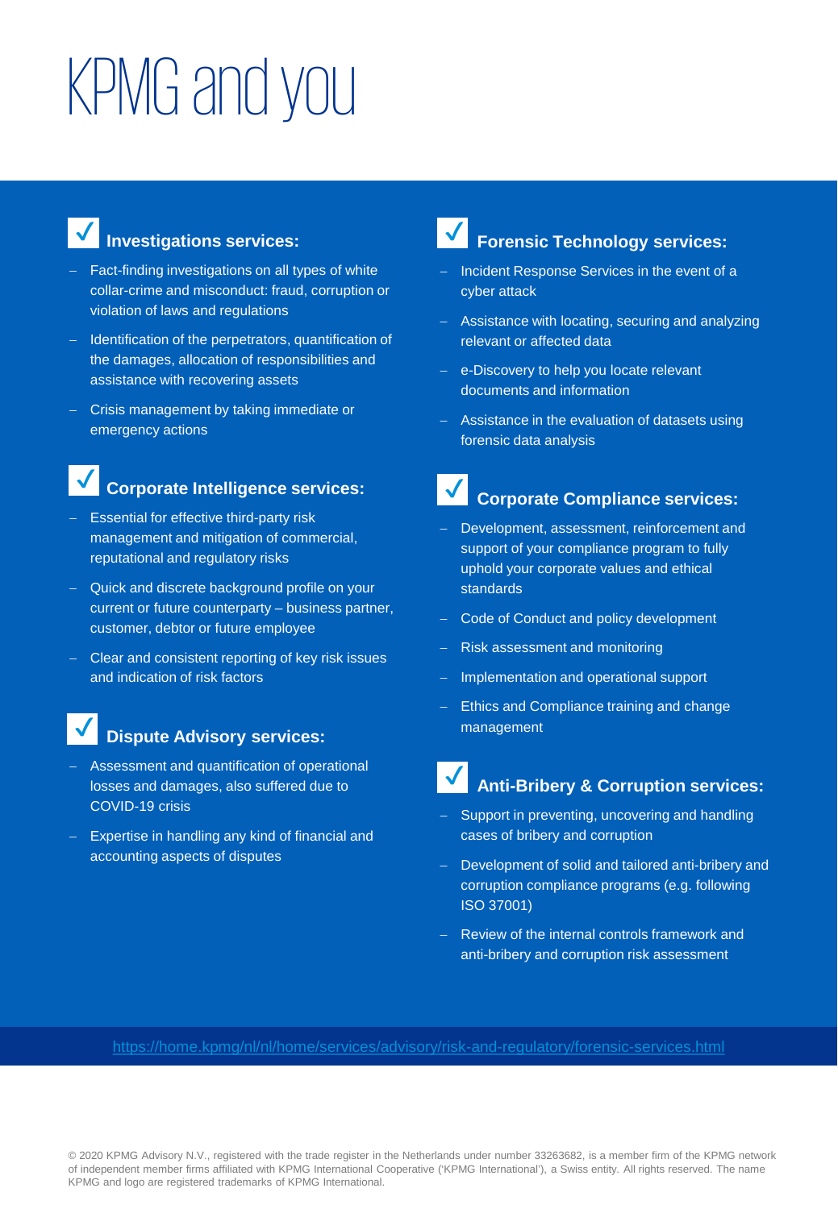# KPMG and you

### Investigations services:

- Fact-finding investigations on all types of white collar-crime and misconduct: fraud, corruption or violation of laws and regulations
- Identification of the perpetrators, quantification of the damages, allocation of responsibilities and assistance with recovering assets
- Crisis management by taking immediate or emergency actions

### Corporate Intelligence services:

- Essential for effective third-party risk management and mitigation of commercial, reputational and regulatory risks
- Quick and discrete background profile on your current or future counterparty – business partner, customer, debtor or future employee
- Clear and consistent reporting of key risk issues and indication of risk factors

### Dispute Advisory services:

- Assessment and quantification of operational losses and damages, also suffered due to COVID-19 crisis
- Expertise in handling any kind of financial and accounting aspects of disputes

### Forensic Technology services:

- Incident Response Services in the event of a cyber attack
- Assistance with locating, securing and analyzing relevant or affected data
- e-Discovery to help you locate relevant documents and information
- Assistance in the evaluation of datasets using forensic data analysis

### Corporate Compliance services:

- Development, assessment, reinforcement and support of your compliance program to fully uphold your corporate values and ethical standards
- Code of Conduct and policy development
- Risk assessment and monitoring
- Implementation and operational support
- Ethics and Compliance training and change management

### Anti-Bribery & Corruption services:

- Support in preventing, uncovering and handling cases of bribery and corruption
- Development of solid and tailored anti-bribery and corruption compliance programs (e.g. following ISO 37001)
- Review of the internal controls framework and anti-bribery and corruption risk assessment

https://home.kpmg/nl/nl/home/services/advisory/risk-and-regulatory/forensic-services.html

© 2020 KPMG Advisory N.V., registered with the trade register in the Netherlands under number 33263682, is a member firm of the KPMG network of independent member firms affiliated with KPMG International Cooperative ('KPMG International'), a Swiss entity. All rights reserved. The name KPMG and logo are registered trademarks of KPMG International.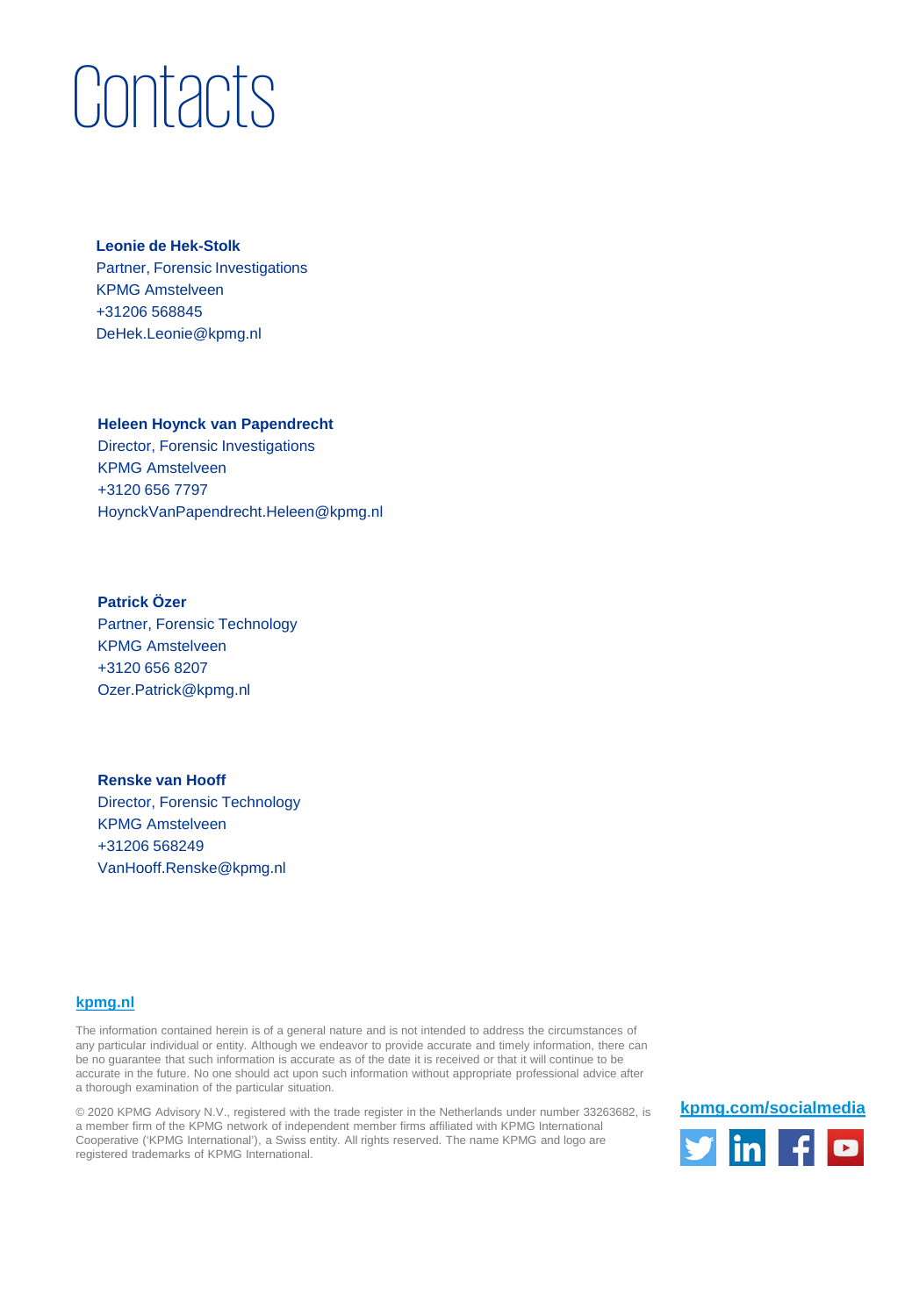# Contacts

**Leonie de Hek-Stolk**
Partner, Forensic Investigations
KPMG Amstelveen
+31206 568845
DeHek.Leonie@kpmg.nl

**Heleen Hoynck van Papendrecht**
Director, Forensic Investigations
KPMG Amstelveen
+3120 656 7797
HoynckVanPapendrecht.Heleen@kpmg.nl

**Patrick Özer**
Partner, Forensic Technology
KPMG Amstelveen
+3120 656 8207
Ozer.Patrick@kpmg.nl

**Renske van Hooff**
Director, Forensic Technology
KPMG Amstelveen
+31206 568249
VanHooff.Renske@kpmg.nl

**kpmg.nl**

The information contained herein is of a general nature and is not intended to address the circumstances of any particular individual or entity. Although we endeavor to provide accurate and timely information, there can be no guarantee that such information is accurate as of the date it is received or that it will continue to be accurate in the future. No one should act upon such information without appropriate professional advice after a thorough examination of the particular situation.

© 2020 KPMG Advisory N.V., registered with the trade register in the Netherlands under number 33263682, is a member firm of the KPMG network of independent member firms affiliated with KPMG International Cooperative ('KPMG International'), a Swiss entity. All rights reserved. The name KPMG and logo are registered trademarks of KPMG International.

**kpmg.com/socialmedia**